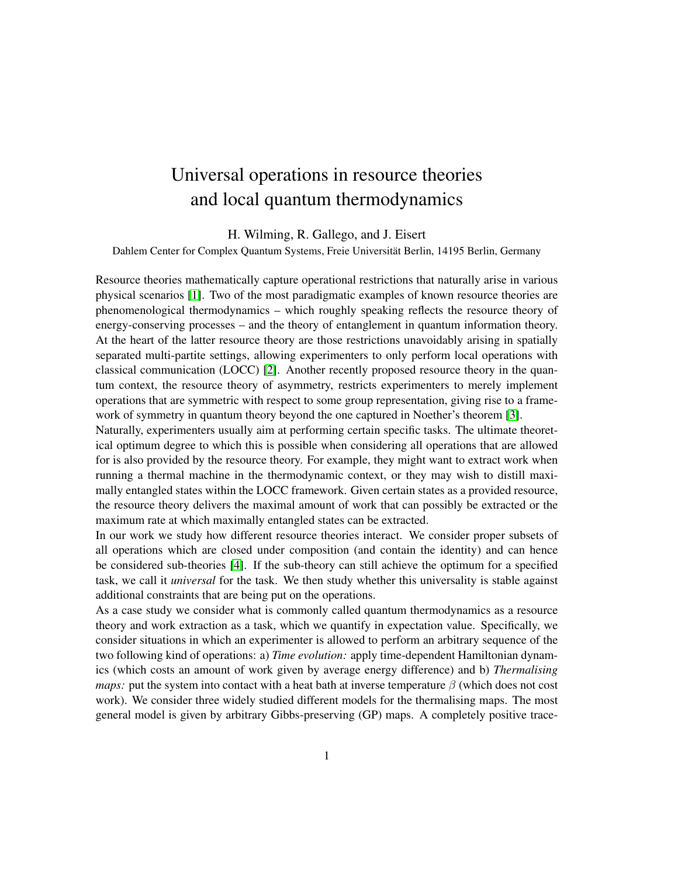# Universal operations in resource theories and local quantum thermodynamics

H. Wilming, R. Gallego, and J. Eisert

Dahlem Center for Complex Quantum Systems, Freie Universität Berlin, 14195 Berlin, Germany

Resource theories mathematically capture operational restrictions that naturally arise in various physical scenarios [1]. Two of the most paradigmatic examples of known resource theories are phenomenological thermodynamics – which roughly speaking reflects the resource theory of energy-conserving processes – and the theory of entanglement in quantum information theory. At the heart of the latter resource theory are those restrictions unavoidably arising in spatially separated multi-partite settings, allowing experimenters to only perform local operations with classical communication (LOCC) [2]. Another recently proposed resource theory in the quantum context, the resource theory of asymmetry, restricts experimenters to merely implement operations that are symmetric with respect to some group representation, giving rise to a framework of symmetry in quantum theory beyond the one captured in Noether's theorem [3].

Naturally, experimenters usually aim at performing certain specific tasks. The ultimate theoretical optimum degree to which this is possible when considering all operations that are allowed for is also provided by the resource theory. For example, they might want to extract work when running a thermal machine in the thermodynamic context, or they may wish to distill maximally entangled states within the LOCC framework. Given certain states as a provided resource, the resource theory delivers the maximal amount of work that can possibly be extracted or the maximum rate at which maximally entangled states can be extracted.

In our work we study how different resource theories interact. We consider proper subsets of all operations which are closed under composition (and contain the identity) and can hence be considered sub-theories [4]. If the sub-theory can still achieve the optimum for a specified task, we call it *universal* for the task. We then study whether this universality is stable against additional constraints that are being put on the operations.

As a case study we consider what is commonly called quantum thermodynamics as a resource theory and work extraction as a task, which we quantify in expectation value. Specifically, we consider situations in which an experimenter is allowed to perform an arbitrary sequence of the two following kind of operations: a) *Time evolution:* apply time-dependent Hamiltonian dynamics (which costs an amount of work given by average energy difference) and b) *Thermalising maps:* put the system into contact with a heat bath at inverse temperature $\beta$ (which does not cost work). We consider three widely studied different models for the thermalising maps. The most general model is given by arbitrary Gibbs-preserving (GP) maps. A completely positive trace-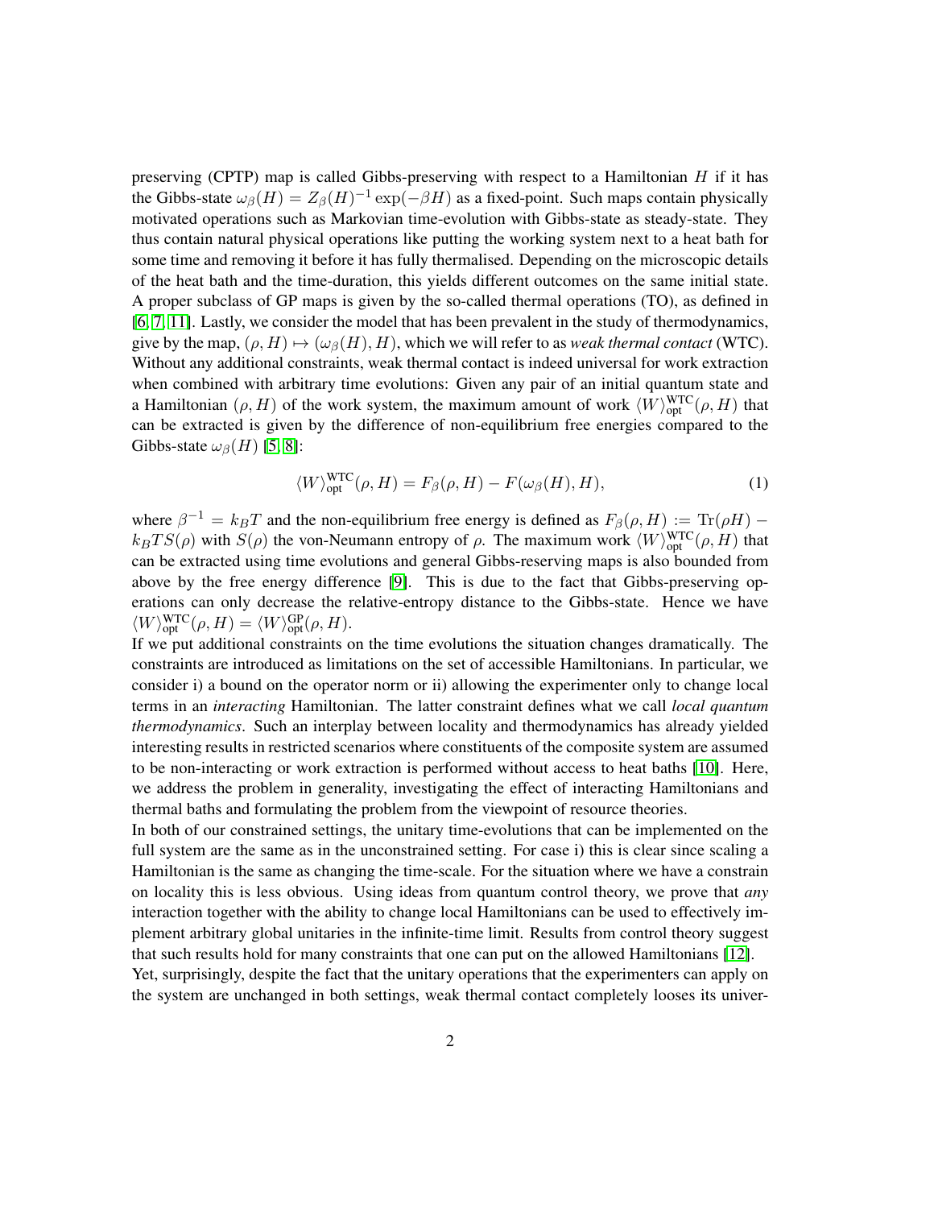preserving (CPTP) map is called Gibbs-preserving with respect to a Hamiltonian $H$ if it has the Gibbs-state $\omega_\beta(H) = Z_\beta(H)^{-1}\exp(-\beta H)$ as a fixed-point. Such maps contain physically motivated operations such as Markovian time-evolution with Gibbs-state as steady-state. They thus contain natural physical operations like putting the working system next to a heat bath for some time and removing it before it has fully thermalised. Depending on the microscopic details of the heat bath and the time-duration, this yields different outcomes on the same initial state. A proper subclass of GP maps is given by the so-called thermal operations (TO), as defined in [6, 7, 11]. Lastly, we consider the model that has been prevalent in the study of thermodynamics, give by the map, $(\rho, H) \mapsto (\omega_\beta(H), H)$, which we will refer to as *weak thermal contact* (WTC). Without any additional constraints, weak thermal contact is indeed universal for work extraction when combined with arbitrary time evolutions: Given any pair of an initial quantum state and a Hamiltonian $(\rho, H)$ of the work system, the maximum amount of work $\langle W\rangle_{\text{opt}}^{\text{WTC}}(\rho, H)$ that can be extracted is given by the difference of non-equilibrium free energies compared to the Gibbs-state $\omega_\beta(H)$ [5, 8]:

$$\langle W\rangle_{\text{opt}}^{\text{WTC}}(\rho, H) = F_\beta(\rho, H) - F(\omega_\beta(H), H), \tag{1}$$

where $\beta^{-1} = k_B T$ and the non-equilibrium free energy is defined as $F_\beta(\rho, H) := \mathrm{Tr}(\rho H) - k_B T S(\rho)$ with $S(\rho)$ the von-Neumann entropy of $\rho$. The maximum work $\langle W\rangle_{\text{opt}}^{\text{WTC}}(\rho, H)$ that can be extracted using time evolutions and general Gibbs-reserving maps is also bounded from above by the free energy difference [9]. This is due to the fact that Gibbs-preserving operations can only decrease the relative-entropy distance to the Gibbs-state. Hence we have $\langle W\rangle_{\text{opt}}^{\text{WTC}}(\rho, H) = \langle W\rangle_{\text{opt}}^{\text{GP}}(\rho, H)$.

If we put additional constraints on the time evolutions the situation changes dramatically. The constraints are introduced as limitations on the set of accessible Hamiltonians. In particular, we consider i) a bound on the operator norm or ii) allowing the experimenter only to change local terms in an *interacting* Hamiltonian. The latter constraint defines what we call *local quantum thermodynamics*. Such an interplay between locality and thermodynamics has already yielded interesting results in restricted scenarios where constituents of the composite system are assumed to be non-interacting or work extraction is performed without access to heat baths [10]. Here, we address the problem in generality, investigating the effect of interacting Hamiltonians and thermal baths and formulating the problem from the viewpoint of resource theories.

In both of our constrained settings, the unitary time-evolutions that can be implemented on the full system are the same as in the unconstrained setting. For case i) this is clear since scaling a Hamiltonian is the same as changing the time-scale. For the situation where we have a constrain on locality this is less obvious. Using ideas from quantum control theory, we prove that *any* interaction together with the ability to change local Hamiltonians can be used to effectively implement arbitrary global unitaries in the infinite-time limit. Results from control theory suggest that such results hold for many constraints that one can put on the allowed Hamiltonians [12].

Yet, surprisingly, despite the fact that the unitary operations that the experimenters can apply on the system are unchanged in both settings, weak thermal contact completely looses its univer-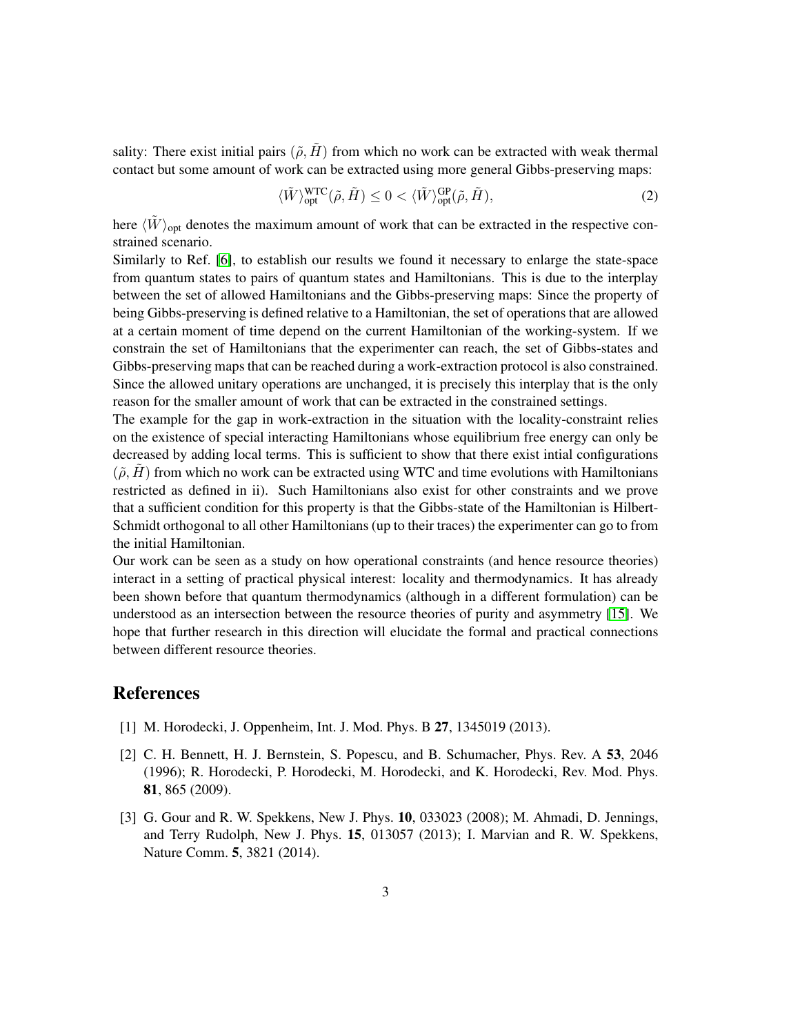sality: There exist initial pairs $(\tilde{\rho}, \tilde{H})$ from which no work can be extracted with weak thermal contact but some amount of work can be extracted using more general Gibbs-preserving maps:

$$\langle \tilde{W} \rangle_{\text{opt}}^{\text{WTC}}(\tilde{\rho}, \tilde{H}) \leq 0 < \langle \tilde{W} \rangle_{\text{opt}}^{\text{GP}}(\tilde{\rho}, \tilde{H}), \tag{2}$$

here $\langle \tilde{W} \rangle_{\text{opt}}$ denotes the maximum amount of work that can be extracted in the respective constrained scenario.

Similarly to Ref. [6], to establish our results we found it necessary to enlarge the state-space from quantum states to pairs of quantum states and Hamiltonians. This is due to the interplay between the set of allowed Hamiltonians and the Gibbs-preserving maps: Since the property of being Gibbs-preserving is defined relative to a Hamiltonian, the set of operations that are allowed at a certain moment of time depend on the current Hamiltonian of the working-system. If we constrain the set of Hamiltonians that the experimenter can reach, the set of Gibbs-states and Gibbs-preserving maps that can be reached during a work-extraction protocol is also constrained. Since the allowed unitary operations are unchanged, it is precisely this interplay that is the only reason for the smaller amount of work that can be extracted in the constrained settings.

The example for the gap in work-extraction in the situation with the locality-constraint relies on the existence of special interacting Hamiltonians whose equilibrium free energy can only be decreased by adding local terms. This is sufficient to show that there exist intial configurations $(\tilde{\rho}, \tilde{H})$ from which no work can be extracted using WTC and time evolutions with Hamiltonians restricted as defined in ii). Such Hamiltonians also exist for other constraints and we prove that a sufficient condition for this property is that the Gibbs-state of the Hamiltonian is Hilbert-Schmidt orthogonal to all other Hamiltonians (up to their traces) the experimenter can go to from the initial Hamiltonian.

Our work can be seen as a study on how operational constraints (and hence resource theories) interact in a setting of practical physical interest: locality and thermodynamics. It has already been shown before that quantum thermodynamics (although in a different formulation) can be understood as an intersection between the resource theories of purity and asymmetry [15]. We hope that further research in this direction will elucidate the formal and practical connections between different resource theories.

# References

[1] M. Horodecki, J. Oppenheim, Int. J. Mod. Phys. B **27**, 1345019 (2013).

[2] C. H. Bennett, H. J. Bernstein, S. Popescu, and B. Schumacher, Phys. Rev. A **53**, 2046 (1996); R. Horodecki, P. Horodecki, M. Horodecki, and K. Horodecki, Rev. Mod. Phys. **81**, 865 (2009).

[3] G. Gour and R. W. Spekkens, New J. Phys. **10**, 033023 (2008); M. Ahmadi, D. Jennings, and Terry Rudolph, New J. Phys. **15**, 013057 (2013); I. Marvian and R. W. Spekkens, Nature Comm. **5**, 3821 (2014).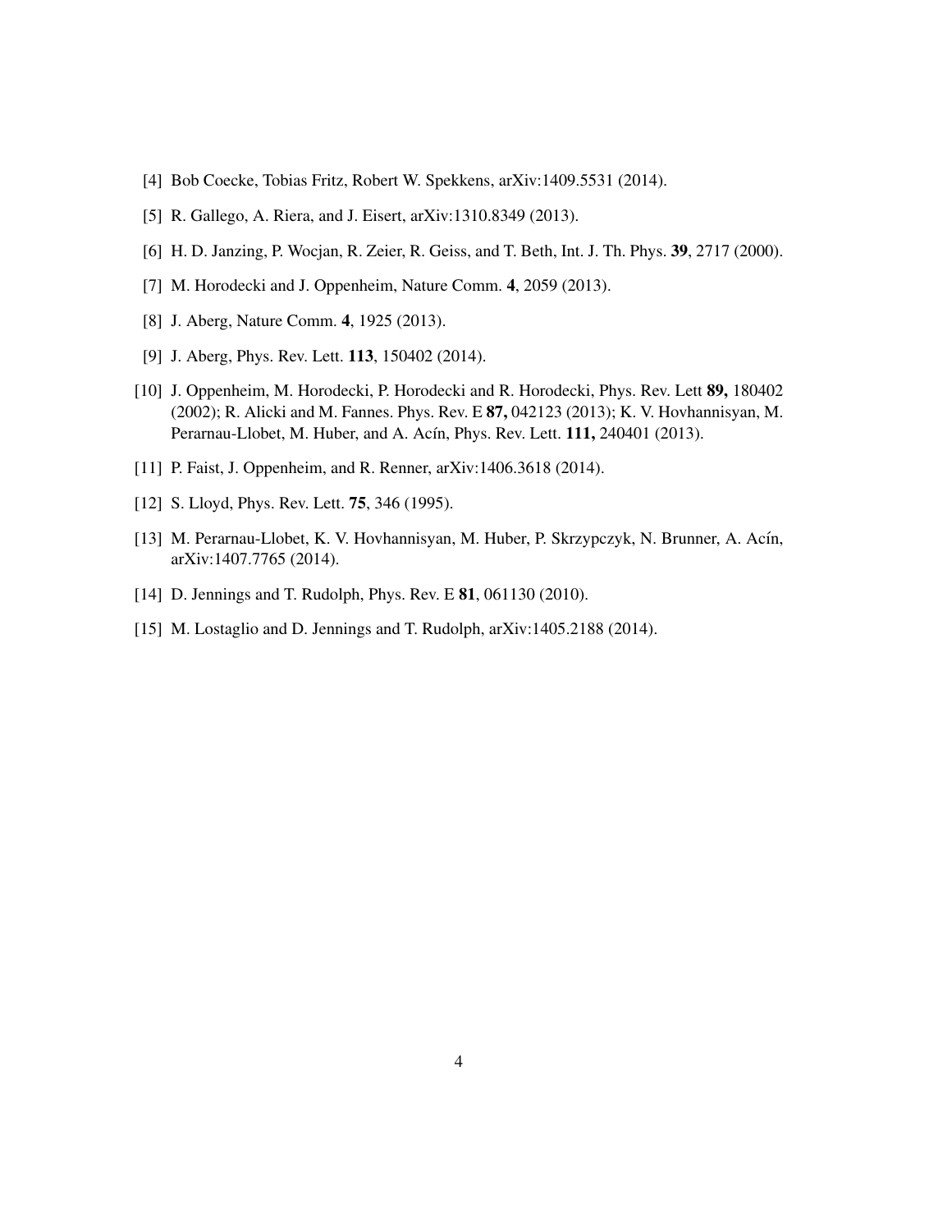[4] Bob Coecke, Tobias Fritz, Robert W. Spekkens, arXiv:1409.5531 (2014).

[5] R. Gallego, A. Riera, and J. Eisert, arXiv:1310.8349 (2013).

[6] H. D. Janzing, P. Wocjan, R. Zeier, R. Geiss, and T. Beth, Int. J. Th. Phys. **39**, 2717 (2000).

[7] M. Horodecki and J. Oppenheim, Nature Comm. **4**, 2059 (2013).

[8] J. Aberg, Nature Comm. **4**, 1925 (2013).

[9] J. Aberg, Phys. Rev. Lett. **113**, 150402 (2014).

[10] J. Oppenheim, M. Horodecki, P. Horodecki and R. Horodecki, Phys. Rev. Lett **89,** 180402 (2002); R. Alicki and M. Fannes. Phys. Rev. E **87,** 042123 (2013); K. V. Hovhannisyan, M. Perarnau-Llobet, M. Huber, and A. Acín, Phys. Rev. Lett. **111,** 240401 (2013).

[11] P. Faist, J. Oppenheim, and R. Renner, arXiv:1406.3618 (2014).

[12] S. Lloyd, Phys. Rev. Lett. **75**, 346 (1995).

[13] M. Perarnau-Llobet, K. V. Hovhannisyan, M. Huber, P. Skrzypczyk, N. Brunner, A. Acín, arXiv:1407.7765 (2014).

[14] D. Jennings and T. Rudolph, Phys. Rev. E **81**, 061130 (2010).

[15] M. Lostaglio and D. Jennings and T. Rudolph, arXiv:1405.2188 (2014).